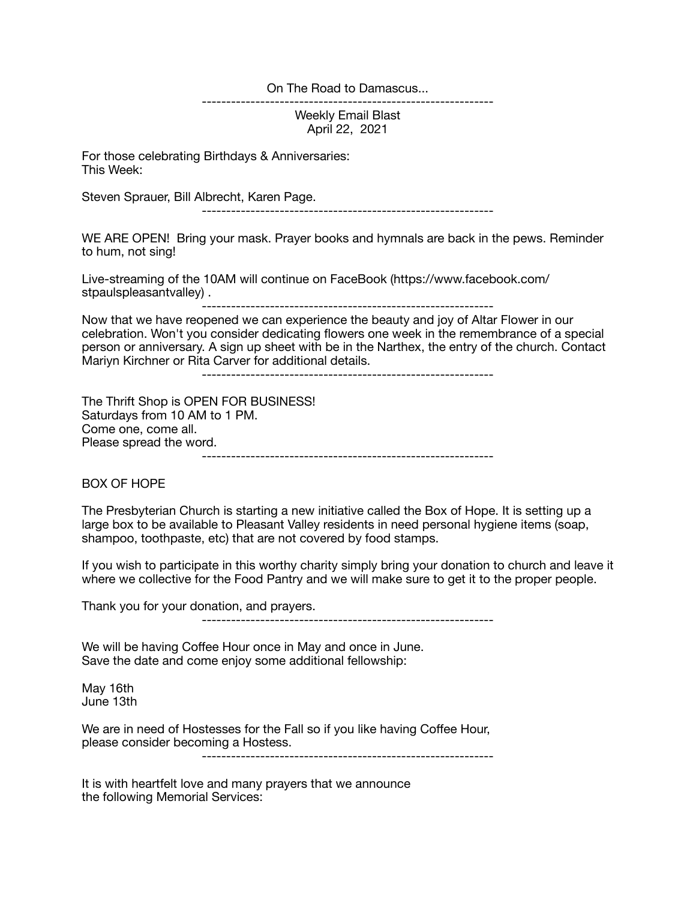On The Road to Damascus...

------------------------------------------------------------

Weekly Email Blast
April 22, 2021

For those celebrating Birthdays & Anniversaries:
This Week:

Steven Sprauer, Bill Albrecht, Karen Page.

------------------------------------------------------------

WE ARE OPEN! Bring your mask. Prayer books and hymnals are back in the pews. Reminder to hum, not sing!

Live-streaming of the 10AM will continue on FaceBook (https://www.facebook.com/stpaulspleasantvalley) .

------------------------------------------------------------

Now that we have reopened we can experience the beauty and joy of Altar Flower in our celebration. Won't you consider dedicating flowers one week in the remembrance of a special person or anniversary. A sign up sheet with be in the Narthex, the entry of the church. Contact Mariyn Kirchner or Rita Carver for additional details.

------------------------------------------------------------

The Thrift Shop is OPEN FOR BUSINESS!
Saturdays from 10 AM to 1 PM.
Come one, come all.
Please spread the word.

------------------------------------------------------------

BOX OF HOPE

The Presbyterian Church is starting a new initiative called the Box of Hope. It is setting up a large box to be available to Pleasant Valley residents in need personal hygiene items (soap, shampoo, toothpaste, etc) that are not covered by food stamps.

If you wish to participate in this worthy charity simply bring your donation to church and leave it where we collective for the Food Pantry and we will make sure to get it to the proper people.

Thank you for your donation, and prayers.

------------------------------------------------------------

We will be having Coffee Hour once in May and once in June.
Save the date and come enjoy some additional fellowship:

May 16th
June 13th

We are in need of Hostesses for the Fall so if you like having Coffee Hour, please consider becoming a Hostess.

------------------------------------------------------------

It is with heartfelt love and many prayers that we announce the following Memorial Services: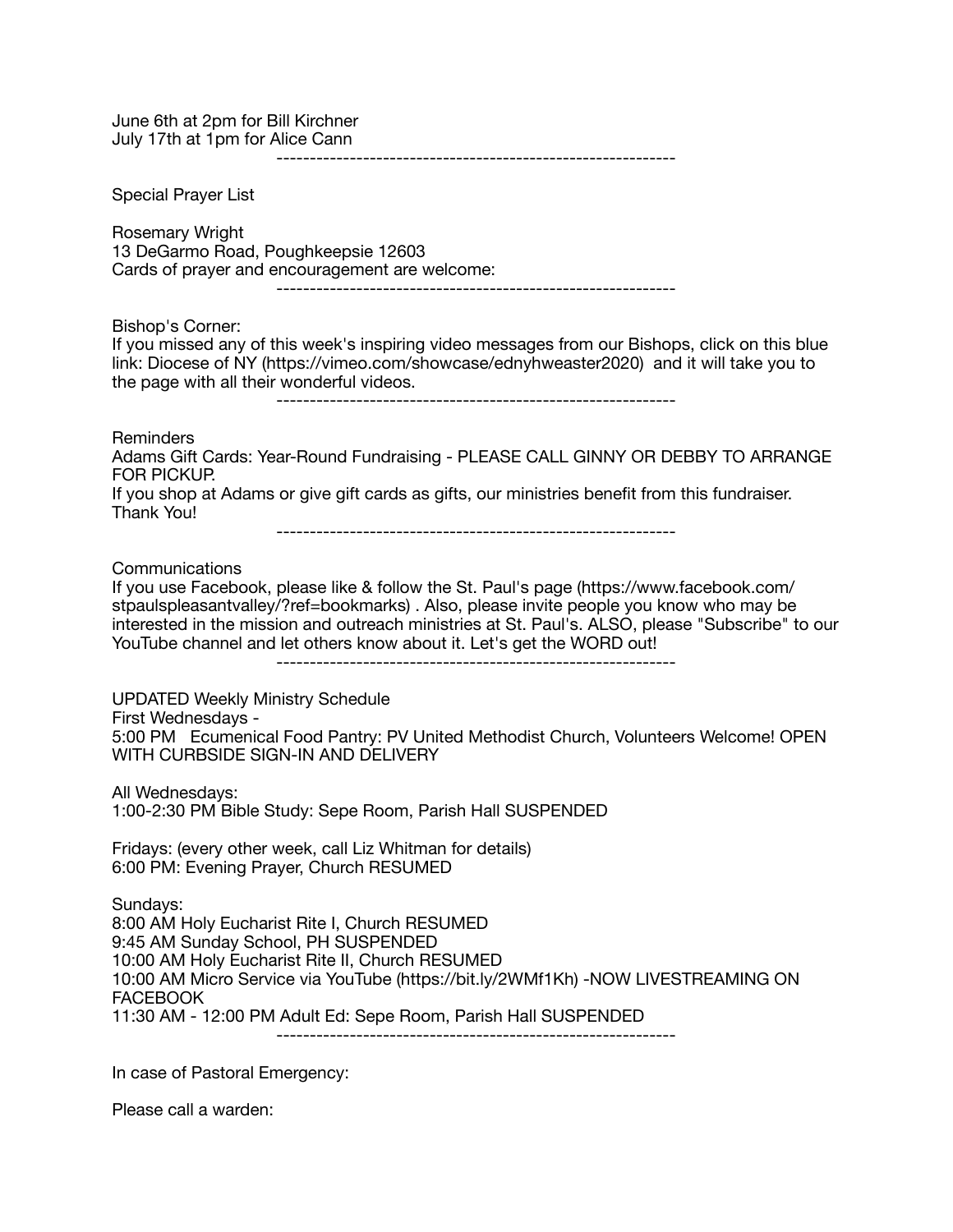June 6th at 2pm for Bill Kirchner
July 17th at 1pm for Alice Cann

---

Special Prayer List

Rosemary Wright
13 DeGarmo Road, Poughkeepsie 12603
Cards of prayer and encouragement are welcome:

---

Bishop's Corner:
If you missed any of this week's inspiring video messages from our Bishops, click on this blue link: Diocese of NY (https://vimeo.com/showcase/ednyhweaster2020) and it will take you to the page with all their wonderful videos.

---

Reminders
Adams Gift Cards: Year-Round Fundraising - PLEASE CALL GINNY OR DEBBY TO ARRANGE FOR PICKUP.
If you shop at Adams or give gift cards as gifts, our ministries benefit from this fundraiser. Thank You!

---

Communications
If you use Facebook, please like & follow the St. Paul's page (https://www.facebook.com/stpaulspleasantvalley/?ref=bookmarks) . Also, please invite people you know who may be interested in the mission and outreach ministries at St. Paul's. ALSO, please "Subscribe" to our YouTube channel and let others know about it. Let's get the WORD out!

---

UPDATED Weekly Ministry Schedule
First Wednesdays -
5:00 PM Ecumenical Food Pantry: PV United Methodist Church, Volunteers Welcome! OPEN WITH CURBSIDE SIGN-IN AND DELIVERY

All Wednesdays:
1:00-2:30 PM Bible Study: Sepe Room, Parish Hall SUSPENDED

Fridays: (every other week, call Liz Whitman for details)
6:00 PM: Evening Prayer, Church RESUMED

Sundays:
8:00 AM Holy Eucharist Rite I, Church RESUMED
9:45 AM Sunday School, PH SUSPENDED
10:00 AM Holy Eucharist Rite II, Church RESUMED
10:00 AM Micro Service via YouTube (https://bit.ly/2WMf1Kh) -NOW LIVESTREAMING ON FACEBOOK
11:30 AM - 12:00 PM Adult Ed: Sepe Room, Parish Hall SUSPENDED

---

In case of Pastoral Emergency:

Please call a warden: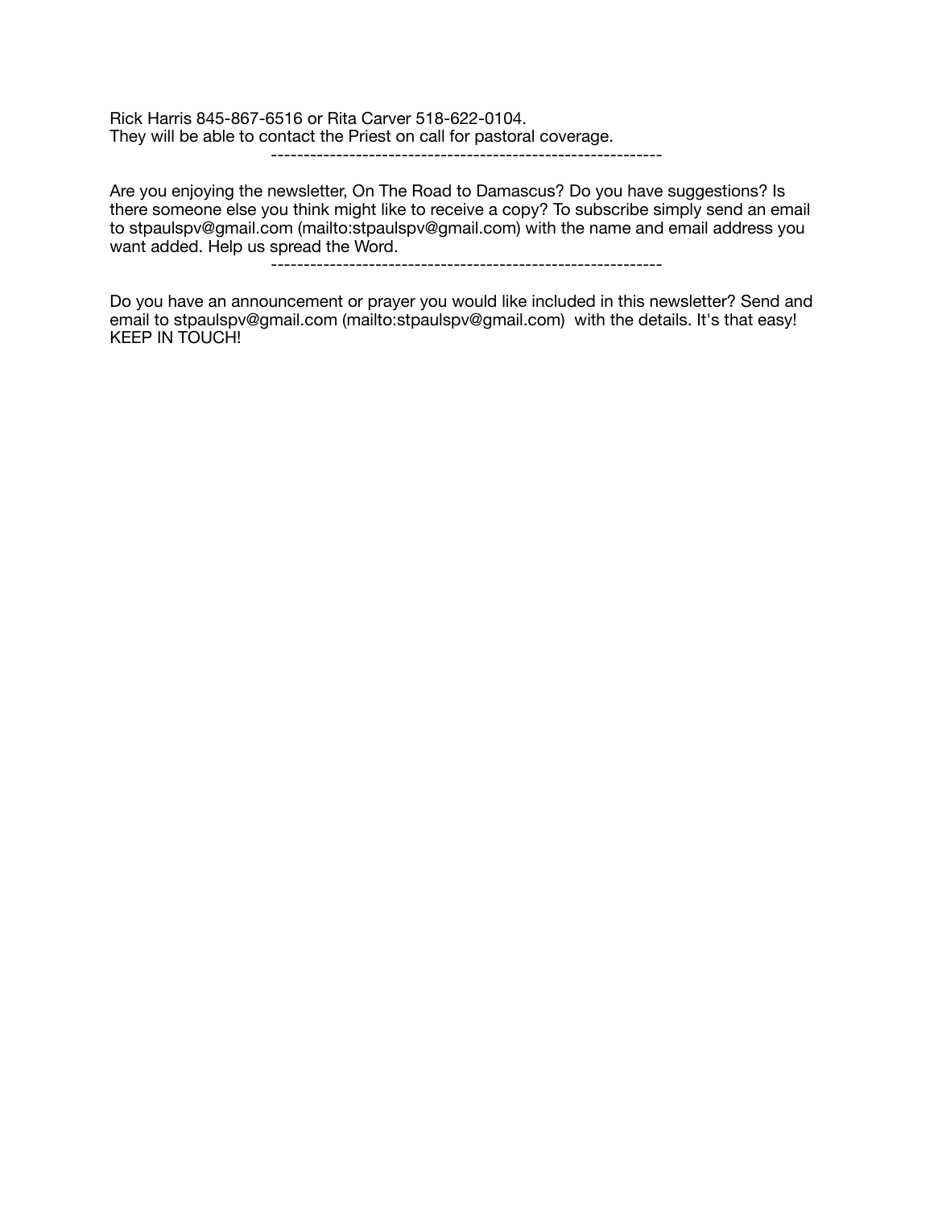Rick Harris 845-867-6516 or Rita Carver 518-622-0104.
They will be able to contact the Priest on call for pastoral coverage.

------------------------------------------------------------

Are you enjoying the newsletter, On The Road to Damascus? Do you have suggestions? Is there someone else you think might like to receive a copy? To subscribe simply send an email to stpaulspv@gmail.com (mailto:stpaulspv@gmail.com) with the name and email address you want added. Help us spread the Word.

------------------------------------------------------------

Do you have an announcement or prayer you would like included in this newsletter? Send and email to stpaulspv@gmail.com (mailto:stpaulspv@gmail.com) with the details. It's that easy!
KEEP IN TOUCH!